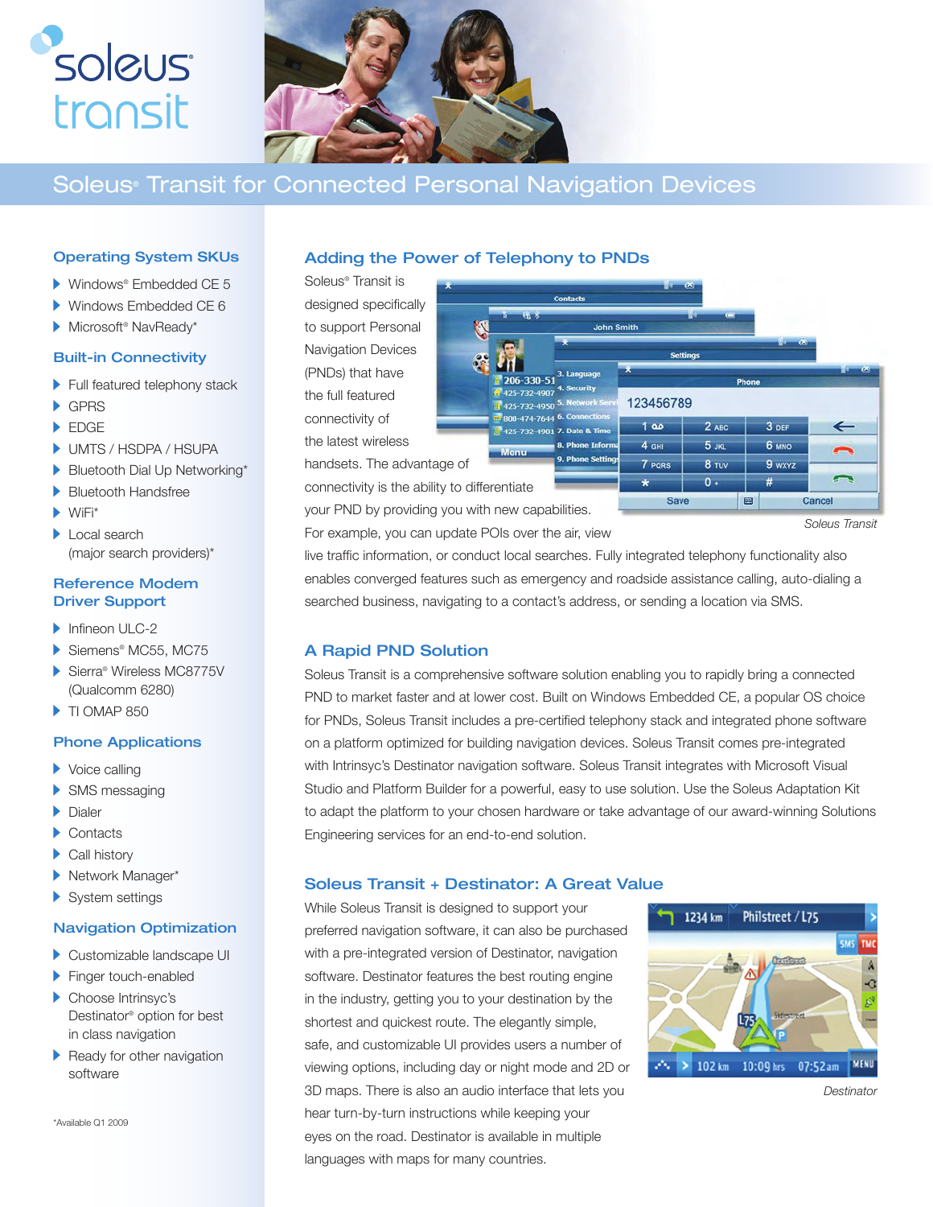soleus transit

# Soleus® Transit for Connected Personal Navigation Devices

## Operating System SKUs

- Windows® Embedded CE 5
- Windows Embedded CE 6
- Microsoft® NavReady*

## Built-in Connectivity

- Full featured telephony stack
- GPRS
- EDGE
- UMTS / HSDPA / HSUPA
- Bluetooth Dial Up Networking*
- Bluetooth Handsfree
- WiFi*
- Local search (major search providers)*

## Reference Modem Driver Support

- Infineon ULC-2
- Siemens® MC55, MC75
- Sierra® Wireless MC8775V (Qualcomm 6280)
- TI OMAP 850

## Phone Applications

- Voice calling
- SMS messaging
- Dialer
- Contacts
- Call history
- Network Manager*
- System settings

## Navigation Optimization

- Customizable landscape UI
- Finger touch-enabled
- Choose Intrinsyc's Destinator® option for best in class navigation
- Ready for other navigation software

*Available Q1 2009

## Adding the Power of Telephony to PNDs

Soleus® Transit is designed specifically to support Personal Navigation Devices (PNDs) that have the full featured connectivity of the latest wireless handsets. The advantage of connectivity is the ability to differentiate your PND by providing you with new capabilities. For example, you can update POIs over the air, view live traffic information, or conduct local searches. Fully integrated telephony functionality also enables converged features such as emergency and roadside assistance calling, auto-dialing a searched business, navigating to a contact's address, or sending a location via SMS.

*Soleus Transit*

## A Rapid PND Solution

Soleus Transit is a comprehensive software solution enabling you to rapidly bring a connected PND to market faster and at lower cost. Built on Windows Embedded CE, a popular OS choice for PNDs, Soleus Transit includes a pre-certified telephony stack and integrated phone software on a platform optimized for building navigation devices. Soleus Transit comes pre-integrated with Intrinsyc's Destinator navigation software. Soleus Transit integrates with Microsoft Visual Studio and Platform Builder for a powerful, easy to use solution. Use the Soleus Adaptation Kit to adapt the platform to your chosen hardware or take advantage of our award-winning Solutions Engineering services for an end-to-end solution.

## Soleus Transit + Destinator: A Great Value

While Soleus Transit is designed to support your preferred navigation software, it can also be purchased with a pre-integrated version of Destinator, navigation software. Destinator features the best routing engine in the industry, getting you to your destination by the shortest and quickest route. The elegantly simple, safe, and customizable UI provides users a number of viewing options, including day or night mode and 2D or 3D maps. There is also an audio interface that lets you hear turn-by-turn instructions while keeping your eyes on the road. Destinator is available in multiple languages with maps for many countries.

*Destinator*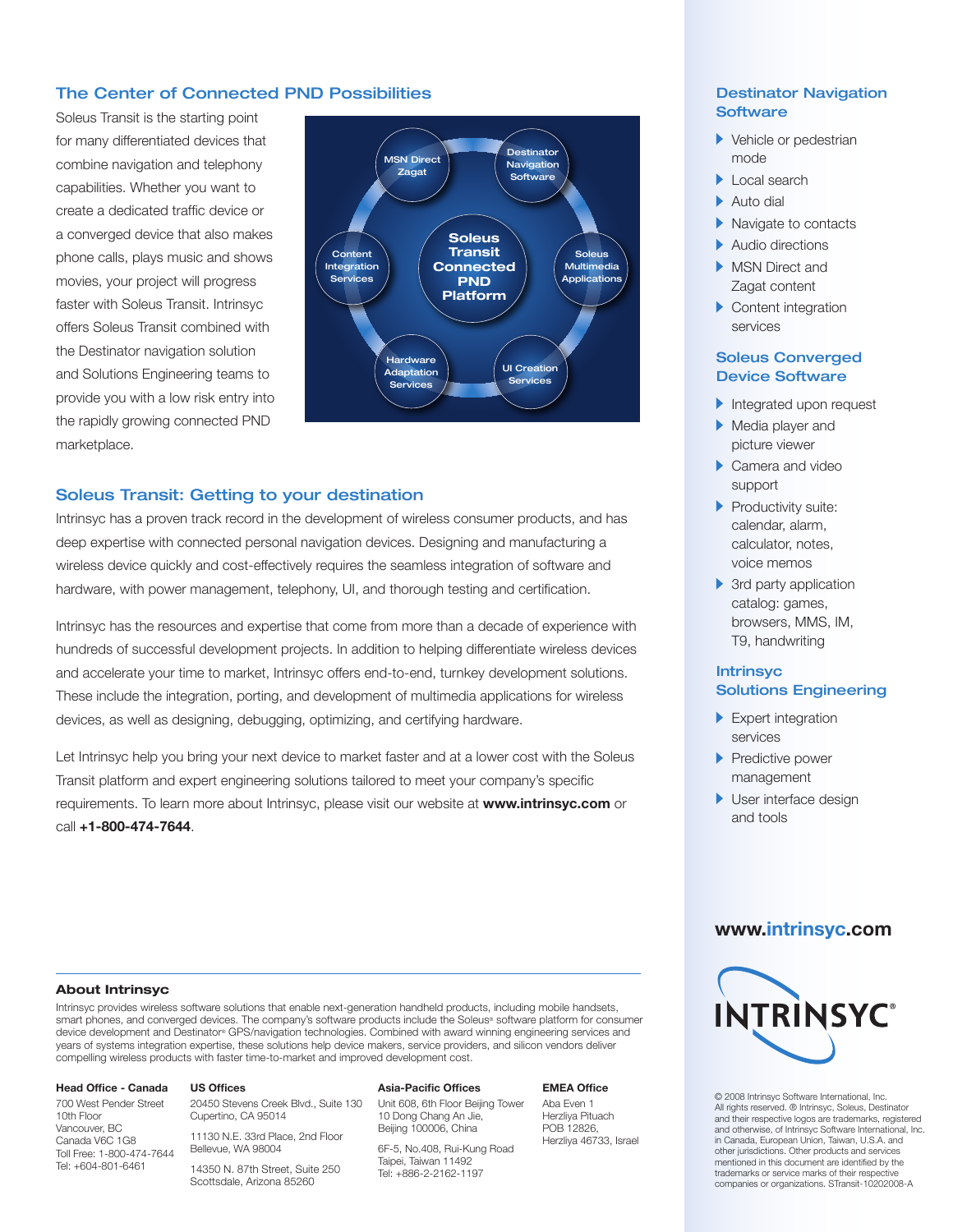## The Center of Connected PND Possibilities

Soleus Transit is the starting point for many differentiated devices that combine navigation and telephony capabilities. Whether you want to create a dedicated traffic device or a converged device that also makes phone calls, plays music and shows movies, your project will progress faster with Soleus Transit. Intrinsyc offers Soleus Transit combined with the Destinator navigation solution and Solutions Engineering teams to provide you with a low risk entry into the rapidly growing connected PND marketplace.

Soleus Transit Connected PND Platform

MSN Direct Zagat

Destinator Navigation Software

Soleus Multimedia Applications

UI Creation Services

Hardware Adaptation Services

Content Integration Services

## Soleus Transit: Getting to your destination

Intrinsyc has a proven track record in the development of wireless consumer products, and has deep expertise with connected personal navigation devices. Designing and manufacturing a wireless device quickly and cost-effectively requires the seamless integration of software and hardware, with power management, telephony, UI, and thorough testing and certification.

Intrinsyc has the resources and expertise that come from more than a decade of experience with hundreds of successful development projects. In addition to helping differentiate wireless devices and accelerate your time to market, Intrinsyc offers end-to-end, turnkey development solutions. These include the integration, porting, and development of multimedia applications for wireless devices, as well as designing, debugging, optimizing, and certifying hardware.

Let Intrinsyc help you bring your next device to market faster and at a lower cost with the Soleus Transit platform and expert engineering solutions tailored to meet your company's specific requirements. To learn more about Intrinsyc, please visit our website at **www.intrinsyc.com** or call **+1-800-474-7644**.

### Destinator Navigation Software

- Vehicle or pedestrian mode
- Local search
- Auto dial
- Navigate to contacts
- Audio directions
- MSN Direct and Zagat content
- Content integration services

### Soleus Converged Device Software

- Integrated upon request
- Media player and picture viewer
- Camera and video support
- Productivity suite: calendar, alarm, calculator, notes, voice memos
- 3rd party application catalog: games, browsers, MMS, IM, T9, handwriting

### Intrinsyc Solutions Engineering

- Expert integration services
- Predictive power management
- User interface design and tools

**www.intrinsyc.com**

INTRINSYC®

### About Intrinsyc

Intrinsyc provides wireless software solutions that enable next-generation handheld products, including mobile handsets, smart phones, and converged devices. The company's software products include the Soleus® software platform for consumer device development and Destinator® GPS/navigation technologies. Combined with award winning engineering services and years of systems integration expertise, these solutions help device makers, service providers, and silicon vendors deliver compelling wireless products with faster time-to-market and improved development cost.

**Head Office - Canada**
700 West Pender Street
10th Floor
Vancouver, BC
Canada V6C 1G8
Toll Free: 1-800-474-7644
Tel: +604-801-6461

**US Offices**
20450 Stevens Creek Blvd., Suite 130
Cupertino, CA 95014

11130 N.E. 33rd Place, 2nd Floor
Bellevue, WA 98004

14350 N. 87th Street, Suite 250
Scottsdale, Arizona 85260

**Asia-Pacific Offices**
Unit 608, 6th Floor Beijing Tower
10 Dong Chang An Jie,
Beijing 100006, China

6F-5, No.408, Rui-Kung Road
Taipei, Taiwan 11492
Tel: +886-2-2162-1197

**EMEA Office**
Aba Even 1
Herzliya Pituach
POB 12826,
Herzliya 46733, Israel

© 2008 Intrinsyc Software International, Inc. All rights reserved. ® Intrinsyc, Soleus, Destinator and their respective logos are trademarks, registered and otherwise, of Intrinsyc Software International, Inc. in Canada, European Union, Taiwan, U.S.A. and other jurisdictions. Other products and services mentioned in this document are identified by the trademarks or service marks of their respective companies or organizations. STransit-10202008-A